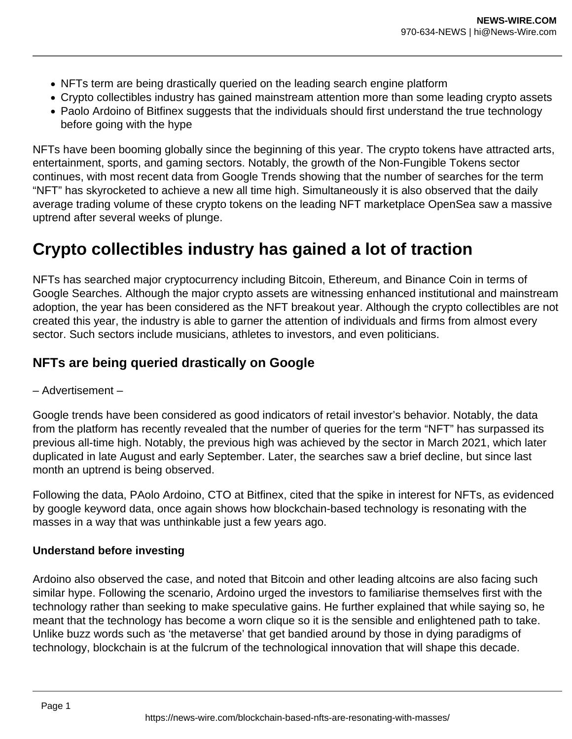- NFTs term are being drastically queried on the leading search engine platform
- Crypto collectibles industry has gained mainstream attention more than some leading crypto assets
- Paolo Ardoino of Bitfinex suggests that the individuals should first understand the true technology before going with the hype

NFTs have been booming globally since the beginning of this year. The crypto tokens have attracted arts, entertainment, sports, and gaming sectors. Notably, the growth of the Non-Fungible Tokens sector continues, with most recent data from Google Trends showing that the number of searches for the term "NFT" has skyrocketed to achieve a new all time high. Simultaneously it is also observed that the daily average trading volume of these crypto tokens on the leading NFT marketplace OpenSea saw a massive uptrend after several weeks of plunge.

# Crypto collectibles industry has gained a lot of traction

NFTs has searched major cryptocurrency including Bitcoin, Ethereum, and Binance Coin in terms of Google Searches. Although the major crypto assets are witnessing enhanced institutional and mainstream adoption, the year has been considered as the NFT breakout year. Although the crypto collectibles are not created this year, the industry is able to garner the attention of individuals and firms from almost every sector. Such sectors include musicians, athletes to investors, and even politicians.

## NFTs are being queried drastically on Google

– Advertisement –

Google trends have been considered as good indicators of retail investor's behavior. Notably, the data from the platform has recently revealed that the number of queries for the term "NFT" has surpassed its previous all-time high. Notably, the previous high was achieved by the sector in March 2021, which later duplicated in late August and early September. Later, the searches saw a brief decline, but since last month an uptrend is being observed.

Following the data, PAolo Ardoino, CTO at Bitfinex, cited that the spike in interest for NFTs, as evidenced by google keyword data, once again shows how blockchain-based technology is resonating with the masses in a way that was unthinkable just a few years ago.

### Understand before investing

Ardoino also observed the case, and noted that Bitcoin and other leading altcoins are also facing such similar hype. Following the scenario, Ardoino urged the investors to familiarise themselves first with the technology rather than seeking to make speculative gains. He further explained that while saying so, he meant that the technology has become a worn clique so it is the sensible and enlightened path to take. Unlike buzz words such as 'the metaverse' that get bandied around by those in dying paradigms of technology, blockchain is at the fulcrum of the technological innovation that will shape this decade.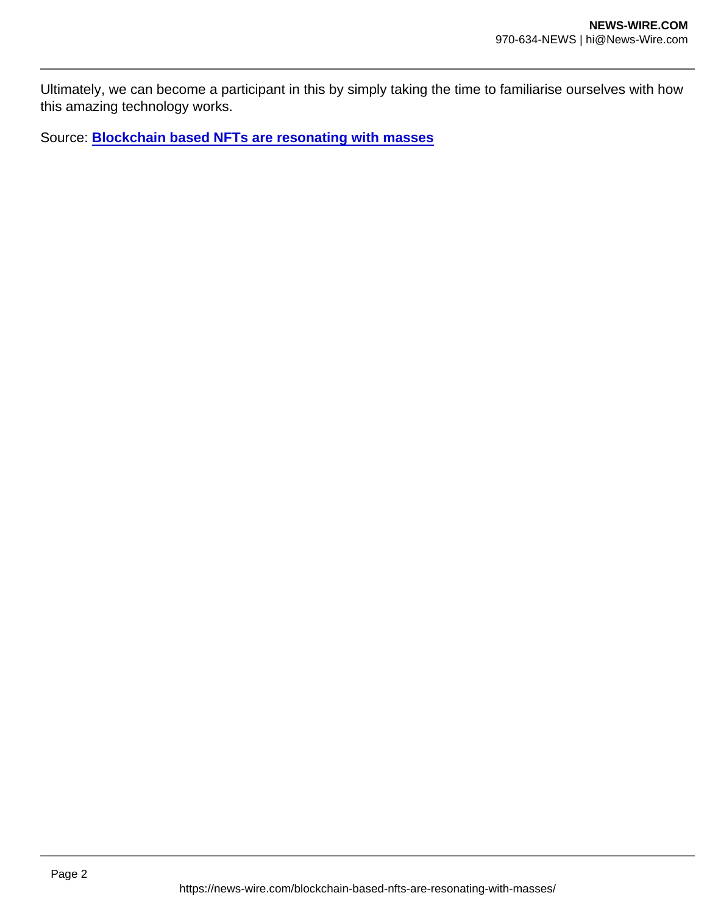Ultimately, we can become a participant in this by simply taking the time to familiarise ourselves with how this amazing technology works.

Source: **[Blockchain based NFTs are resonating with masses](https://news-wire.com/blockchain-based-nfts-are-resonating-with-masses/)**